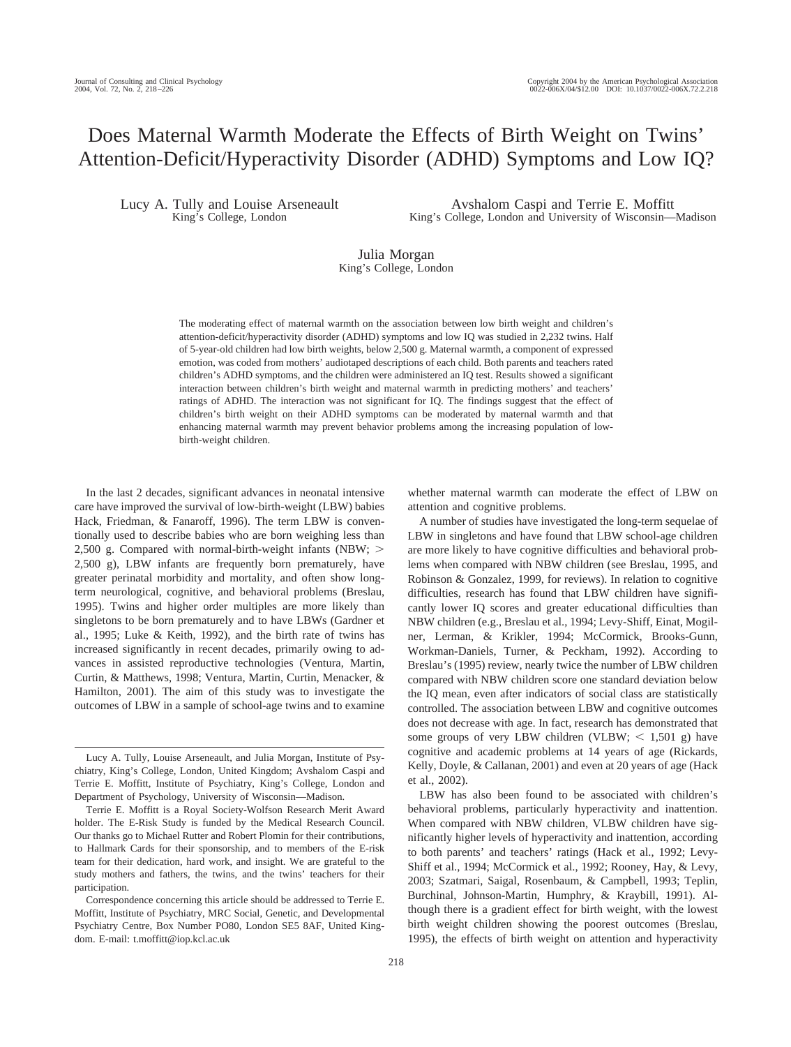# Does Maternal Warmth Moderate the Effects of Birth Weight on Twins' Attention-Deficit/Hyperactivity Disorder (ADHD) Symptoms and Low IQ?

Lucy A. Tully and Louise Arseneault
King's College, London

Avshalom Caspi and Terrie E. Moffitt
King's College, London and University of Wisconsin—Madison

Julia Morgan
King's College, London

The moderating effect of maternal warmth on the association between low birth weight and children's attention-deficit/hyperactivity disorder (ADHD) symptoms and low IQ was studied in 2,232 twins. Half of 5-year-old children had low birth weights, below 2,500 g. Maternal warmth, a component of expressed emotion, was coded from mothers' audiotaped descriptions of each child. Both parents and teachers rated children's ADHD symptoms, and the children were administered an IQ test. Results showed a significant interaction between children's birth weight and maternal warmth in predicting mothers' and teachers' ratings of ADHD. The interaction was not significant for IQ. The findings suggest that the effect of children's birth weight on their ADHD symptoms can be moderated by maternal warmth and that enhancing maternal warmth may prevent behavior problems among the increasing population of low-birth-weight children.

In the last 2 decades, significant advances in neonatal intensive care have improved the survival of low-birth-weight (LBW) babies Hack, Friedman, & Fanaroff, 1996). The term LBW is conventionally used to describe babies who are born weighing less than 2,500 g. Compared with normal-birth-weight infants (NBW; > 2,500 g), LBW infants are frequently born prematurely, have greater perinatal morbidity and mortality, and often show long-term neurological, cognitive, and behavioral problems (Breslau, 1995). Twins and higher order multiples are more likely than singletons to be born prematurely and to have LBWs (Gardner et al., 1995; Luke & Keith, 1992), and the birth rate of twins has increased significantly in recent decades, primarily owing to advances in assisted reproductive technologies (Ventura, Martin, Curtin, & Matthews, 1998; Ventura, Martin, Curtin, Menacker, & Hamilton, 2001). The aim of this study was to investigate the outcomes of LBW in a sample of school-age twins and to examine whether maternal warmth can moderate the effect of LBW on attention and cognitive problems.

A number of studies have investigated the long-term sequelae of LBW in singletons and have found that LBW school-age children are more likely to have cognitive difficulties and behavioral problems when compared with NBW children (see Breslau, 1995, and Robinson & Gonzalez, 1999, for reviews). In relation to cognitive difficulties, research has found that LBW children have significantly lower IQ scores and greater educational difficulties than NBW children (e.g., Breslau et al., 1994; Levy-Shiff, Einat, Mogilner, Lerman, & Krikler, 1994; McCormick, Brooks-Gunn, Workman-Daniels, Turner, & Peckham, 1992). According to Breslau's (1995) review, nearly twice the number of LBW children compared with NBW children score one standard deviation below the IQ mean, even after indicators of social class are statistically controlled. The association between LBW and cognitive outcomes does not decrease with age. In fact, research has demonstrated that some groups of very LBW children (VLBW; < 1,501 g) have cognitive and academic problems at 14 years of age (Rickards, Kelly, Doyle, & Callanan, 2001) and even at 20 years of age (Hack et al., 2002).

LBW has also been found to be associated with children's behavioral problems, particularly hyperactivity and inattention. When compared with NBW children, VLBW children have significantly higher levels of hyperactivity and inattention, according to both parents' and teachers' ratings (Hack et al., 1992; Levy-Shiff et al., 1994; McCormick et al., 1992; Rooney, Hay, & Levy, 2003; Szatmari, Saigal, Rosenbaum, & Campbell, 1993; Teplin, Burchinal, Johnson-Martin, Humphry, & Kraybill, 1991). Although there is a gradient effect for birth weight, with the lowest birth weight children showing the poorest outcomes (Breslau, 1995), the effects of birth weight on attention and hyperactivity

---

Lucy A. Tully, Louise Arseneault, and Julia Morgan, Institute of Psychiatry, King's College, London, United Kingdom; Avshalom Caspi and Terrie E. Moffitt, Institute of Psychiatry, King's College, London and Department of Psychology, University of Wisconsin—Madison.

Terrie E. Moffitt is a Royal Society-Wolfson Research Merit Award holder. The E-Risk Study is funded by the Medical Research Council. Our thanks go to Michael Rutter and Robert Plomin for their contributions, to Hallmark Cards for their sponsorship, and to members of the E-risk team for their dedication, hard work, and insight. We are grateful to the study mothers and fathers, the twins, and the twins' teachers for their participation.

Correspondence concerning this article should be addressed to Terrie E. Moffitt, Institute of Psychiatry, MRC Social, Genetic, and Developmental Psychiatry Centre, Box Number PO80, London SE5 8AF, United Kingdom. E-mail: t.moffitt@iop.kcl.ac.uk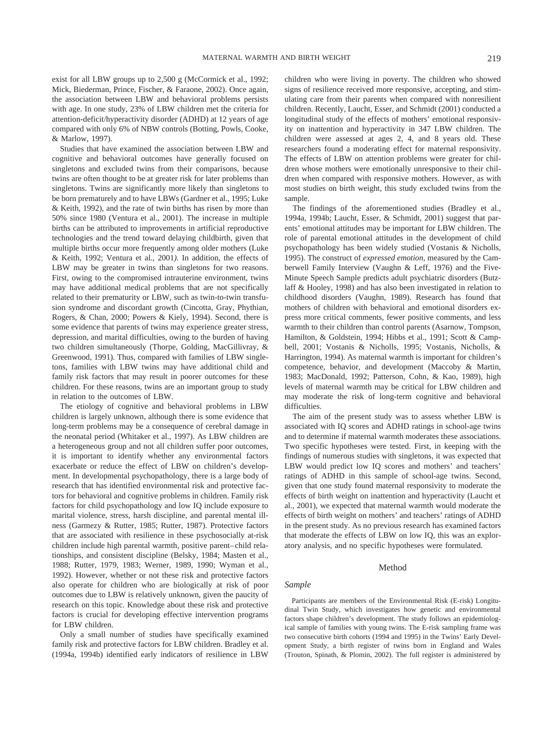exist for all LBW groups up to 2,500 g (McCormick et al., 1992; Mick, Biederman, Prince, Fischer, & Faraone, 2002). Once again, the association between LBW and behavioral problems persists with age. In one study, 23% of LBW children met the criteria for attention-deficit/hyperactivity disorder (ADHD) at 12 years of age compared with only 6% of NBW controls (Botting, Powls, Cooke, & Marlow, 1997).

Studies that have examined the association between LBW and cognitive and behavioral outcomes have generally focused on singletons and excluded twins from their comparisons, because twins are often thought to be at greater risk for later problems than singletons. Twins are significantly more likely than singletons to be born prematurely and to have LBWs (Gardner et al., 1995; Luke & Keith, 1992), and the rate of twin births has risen by more than 50% since 1980 (Ventura et al., 2001). The increase in multiple births can be attributed to improvements in artificial reproductive technologies and the trend toward delaying childbirth, given that multiple births occur more frequently among older mothers (Luke & Keith, 1992; Ventura et al., 2001*).* In addition, the effects of LBW may be greater in twins than singletons for two reasons. First, owing to the compromised intrauterine environment, twins may have additional medical problems that are not specifically related to their prematurity or LBW, such as twin-to-twin transfusion syndrome and discordant growth (Cincotta, Gray, Phythian, Rogers, & Chan, 2000; Powers & Kiely, 1994). Second, there is some evidence that parents of twins may experience greater stress, depression, and marital difficulties, owing to the burden of having two children simultaneously (Thorpe, Golding, MacGillivray, & Greenwood, 1991). Thus, compared with families of LBW singletons, families with LBW twins may have additional child and family risk factors that may result in poorer outcomes for these children. For these reasons, twins are an important group to study in relation to the outcomes of LBW.

The etiology of cognitive and behavioral problems in LBW children is largely unknown, although there is some evidence that long-term problems may be a consequence of cerebral damage in the neonatal period (Whitaker et al., 1997). As LBW children are a heterogeneous group and not all children suffer poor outcomes, it is important to identify whether any environmental factors exacerbate or reduce the effect of LBW on children's development. In developmental psychopathology, there is a large body of research that has identified environmental risk and protective factors for behavioral and cognitive problems in children. Family risk factors for child psychopathology and low IQ include exposure to marital violence, stress, harsh discipline, and parental mental illness (Garmezy & Rutter, 1985; Rutter, 1987). Protective factors that are associated with resilience in these psychosocially at-risk children include high parental warmth, positive parent–child relationships, and consistent discipline (Belsky, 1984; Masten et al., 1988; Rutter, 1979, 1983; Werner, 1989, 1990; Wyman et al., 1992). However, whether or not these risk and protective factors also operate for children who are biologically at risk of poor outcomes due to LBW is relatively unknown, given the paucity of research on this topic. Knowledge about these risk and protective factors is crucial for developing effective intervention programs for LBW children.

Only a small number of studies have specifically examined family risk and protective factors for LBW children. Bradley et al. (1994a, 1994b) identified early indicators of resilience in LBW children who were living in poverty. The children who showed signs of resilience received more responsive, accepting, and stimulating care from their parents when compared with nonresilient children. Recently, Laucht, Esser, and Schmidt (2001) conducted a longitudinal study of the effects of mothers' emotional responsivity on inattention and hyperactivity in 347 LBW children. The children were assessed at ages 2, 4, and 8 years old. These researchers found a moderating effect for maternal responsivity. The effects of LBW on attention problems were greater for children whose mothers were emotionally unresponsive to their children when compared with responsive mothers. However, as with most studies on birth weight, this study excluded twins from the sample.

The findings of the aforementioned studies (Bradley et al., 1994a, 1994b; Laucht, Esser, & Schmidt, 2001) suggest that parents' emotional attitudes may be important for LBW children. The role of parental emotional attitudes in the development of child psychopathology has been widely studied (Vostanis & Nicholls, 1995). The construct of *expressed emotion,* measured by the Camberwell Family Interview (Vaughn & Leff, 1976) and the Five-Minute Speech Sample predicts adult psychiatric disorders (Butzlaff & Hooley, 1998) and has also been investigated in relation to childhood disorders (Vaughn, 1989). Research has found that mothers of children with behavioral and emotional disorders express more critical comments, fewer positive comments, and less warmth to their children than control parents (Asarnow, Tompson, Hamilton, & Goldstein, 1994; Hibbs et al., 1991; Scott & Campbell, 2001; Vostanis & Nicholls, 1995; Vostanis, Nicholls, & Harrington, 1994). As maternal warmth is important for children's competence, behavior, and development (Maccoby & Martin, 1983; MacDonald, 1992; Patterson, Cohn, & Kao, 1989), high levels of maternal warmth may be critical for LBW children and may moderate the risk of long-term cognitive and behavioral difficulties.

The aim of the present study was to assess whether LBW is associated with IQ scores and ADHD ratings in school-age twins and to determine if maternal warmth moderates these associations. Two specific hypotheses were tested. First, in keeping with the findings of numerous studies with singletons, it was expected that LBW would predict low IQ scores and mothers' and teachers' ratings of ADHD in this sample of school-age twins. Second, given that one study found maternal responsivity to moderate the effects of birth weight on inattention and hyperactivity (Laucht et al., 2001), we expected that maternal warmth would moderate the effects of birth weight on mothers' and teachers' ratings of ADHD in the present study. As no previous research has examined factors that moderate the effects of LBW on low IQ, this was an exploratory analysis, and no specific hypotheses were formulated.

## Method

### *Sample*

Participants are members of the Environmental Risk (E-risk) Longitudinal Twin Study, which investigates how genetic and environmental factors shape children's development. The study follows an epidemiological sample of families with young twins. The E-risk sampling frame was two consecutive birth cohorts (1994 and 1995) in the Twins' Early Development Study, a birth register of twins born in England and Wales (Trouton, Spinath, & Plomin, 2002). The full register is administered by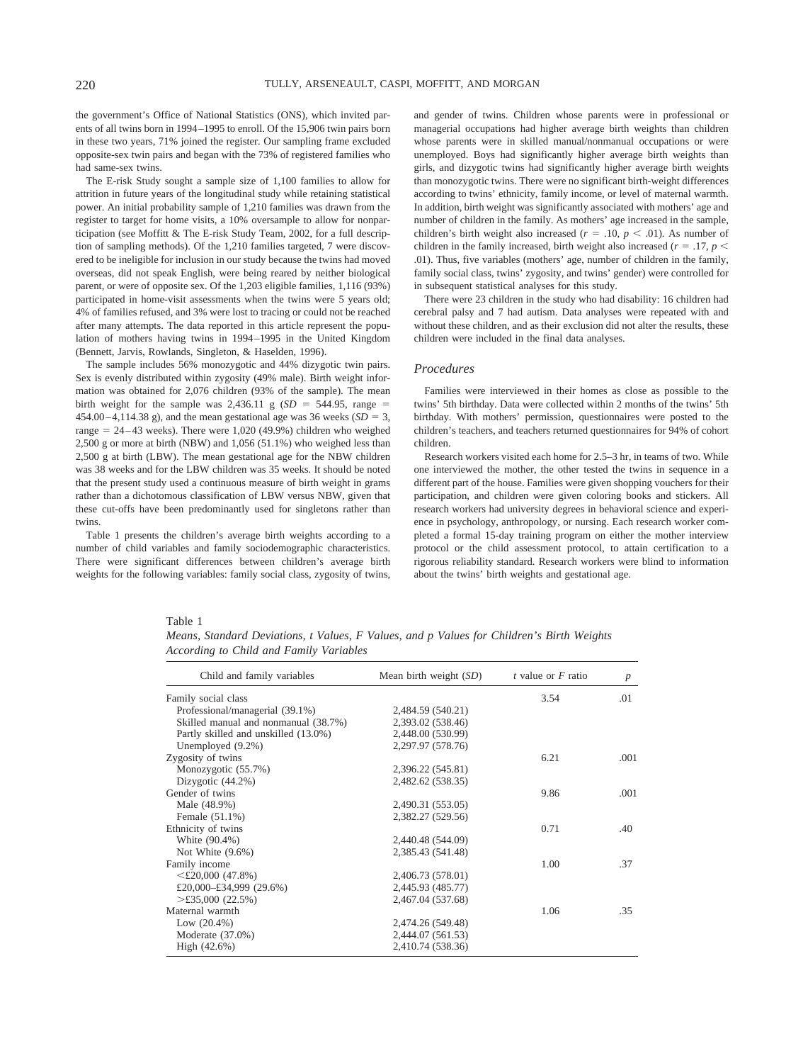the government's Office of National Statistics (ONS), which invited parents of all twins born in 1994–1995 to enroll. Of the 15,906 twin pairs born in these two years, 71% joined the register. Our sampling frame excluded opposite-sex twin pairs and began with the 73% of registered families who had same-sex twins.

The E-risk Study sought a sample size of 1,100 families to allow for attrition in future years of the longitudinal study while retaining statistical power. An initial probability sample of 1,210 families was drawn from the register to target for home visits, a 10% oversample to allow for nonparticipation (see Moffitt & The E-risk Study Team, 2002, for a full description of sampling methods). Of the 1,210 families targeted, 7 were discovered to be ineligible for inclusion in our study because the twins had moved overseas, did not speak English, were being reared by neither biological parent, or were of opposite sex. Of the 1,203 eligible families, 1,116 (93%) participated in home-visit assessments when the twins were 5 years old; 4% of families refused, and 3% were lost to tracing or could not be reached after many attempts. The data reported in this article represent the population of mothers having twins in 1994–1995 in the United Kingdom (Bennett, Jarvis, Rowlands, Singleton, & Haselden, 1996).

The sample includes 56% monozygotic and 44% dizygotic twin pairs. Sex is evenly distributed within zygosity (49% male). Birth weight information was obtained for 2,076 children (93% of the sample). The mean birth weight for the sample was 2,436.11 g ($SD$ = 544.95, range = 454.00–4,114.38 g), and the mean gestational age was 36 weeks ($SD$ = 3, range = 24–43 weeks). There were 1,020 (49.9%) children who weighed 2,500 g or more at birth (NBW) and 1,056 (51.1%) who weighed less than 2,500 g at birth (LBW). The mean gestational age for the NBW children was 38 weeks and for the LBW children was 35 weeks. It should be noted that the present study used a continuous measure of birth weight in grams rather than a dichotomous classification of LBW versus NBW, given that these cut-offs have been predominantly used for singletons rather than twins.

Table 1 presents the children's average birth weights according to a number of child variables and family sociodemographic characteristics. There were significant differences between children's average birth weights for the following variables: family social class, zygosity of twins, and gender of twins. Children whose parents were in professional or managerial occupations had higher average birth weights than children whose parents were in skilled manual/nonmanual occupations or were unemployed. Boys had significantly higher average birth weights than girls, and dizygotic twins had significantly higher average birth weights than monozygotic twins. There were no significant birth-weight differences according to twins' ethnicity, family income, or level of maternal warmth. In addition, birth weight was significantly associated with mothers' age and number of children in the family. As mothers' age increased in the sample, children's birth weight also increased ($r$ = .10, $p$ < .01). As number of children in the family increased, birth weight also increased ($r$ = .17, $p$ < .01). Thus, five variables (mothers' age, number of children in the family, family social class, twins' zygosity, and twins' gender) were controlled for in subsequent statistical analyses for this study.

There were 23 children in the study who had disability: 16 children had cerebral palsy and 7 had autism. Data analyses were repeated with and without these children, and as their exclusion did not alter the results, these children were included in the final data analyses.

### *Procedures*

Families were interviewed in their homes as close as possible to the twins' 5th birthday. Data were collected within 2 months of the twins' 5th birthday. With mothers' permission, questionnaires were posted to the children's teachers, and teachers returned questionnaires for 94% of cohort children.

Research workers visited each home for 2.5–3 hr, in teams of two. While one interviewed the mother, the other tested the twins in sequence in a different part of the house. Families were given shopping vouchers for their participation, and children were given coloring books and stickers. All research workers had university degrees in behavioral science and experience in psychology, anthropology, or nursing. Each research worker completed a formal 15-day training program on either the mother interview protocol or the child assessment protocol, to attain certification to a rigorous reliability standard. Research workers were blind to information about the twins' birth weights and gestational age.

Table 1
*Means, Standard Deviations, t Values, F Values, and p Values for Children's Birth Weights According to Child and Family Variables*

| Child and family variables | Mean birth weight ($SD$) | $t$ value or $F$ ratio | $p$ |
|---|---|---|---|
| Family social class | | 3.54 | .01 |
| Professional/managerial (39.1%) | 2,484.59 (540.21) | | |
| Skilled manual and nonmanual (38.7%) | 2,393.02 (538.46) | | |
| Partly skilled and unskilled (13.0%) | 2,448.00 (530.99) | | |
| Unemployed (9.2%) | 2,297.97 (578.76) | | |
| Zygosity of twins | | 6.21 | .001 |
| Monozygotic (55.7%) | 2,396.22 (545.81) | | |
| Dizygotic (44.2%) | 2,482.62 (538.35) | | |
| Gender of twins | | 9.86 | .001 |
| Male (48.9%) | 2,490.31 (553.05) | | |
| Female (51.1%) | 2,382.27 (529.56) | | |
| Ethnicity of twins | | 0.71 | .40 |
| White (90.4%) | 2,440.48 (544.09) | | |
| Not White (9.6%) | 2,385.43 (541.48) | | |
| Family income | | 1.00 | .37 |
| <£20,000 (47.8%) | 2,406.73 (578.01) | | |
| £20,000–£34,999 (29.6%) | 2,445.93 (485.77) | | |
| >£35,000 (22.5%) | 2,467.04 (537.68) | | |
| Maternal warmth | | 1.06 | .35 |
| Low (20.4%) | 2,474.26 (549.48) | | |
| Moderate (37.0%) | 2,444.07 (561.53) | | |
| High (42.6%) | 2,410.74 (538.36) | | |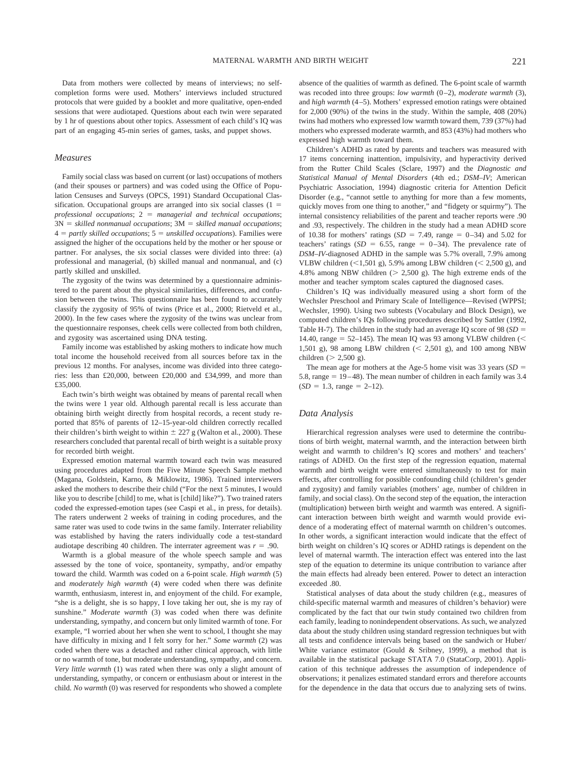Data from mothers were collected by means of interviews; no self-completion forms were used. Mothers' interviews included structured protocols that were guided by a booklet and more qualitative, open-ended sessions that were audiotaped. Questions about each twin were separated by 1 hr of questions about other topics. Assessment of each child's IQ was part of an engaging 45-min series of games, tasks, and puppet shows.

## Measures

Family social class was based on current (or last) occupations of mothers (and their spouses or partners) and was coded using the Office of Population Censuses and Surveys (OPCS, 1991) Standard Occupational Classification. Occupational groups are arranged into six social classes (1 = *professional occupations*; 2 = *managerial and technical occupations*; 3N = *skilled nonmanual occupations*; 3M = *skilled manual occupations*; 4 = *partly skilled occupations*; 5 = *unskilled occupations*). Families were assigned the higher of the occupations held by the mother or her spouse or partner. For analyses, the six social classes were divided into three: (a) professional and managerial, (b) skilled manual and nonmanual, and (c) partly skilled and unskilled.

The zygosity of the twins was determined by a questionnaire administered to the parent about the physical similarities, differences, and confusion between the twins. This questionnaire has been found to accurately classify the zygosity of 95% of twins (Price et al., 2000; Rietveld et al., 2000). In the few cases where the zygosity of the twins was unclear from the questionnaire responses, cheek cells were collected from both children, and zygosity was ascertained using DNA testing.

Family income was established by asking mothers to indicate how much total income the household received from all sources before tax in the previous 12 months. For analyses, income was divided into three categories: less than £20,000, between £20,000 and £34,999, and more than £35,000.

Each twin's birth weight was obtained by means of parental recall when the twins were 1 year old. Although parental recall is less accurate than obtaining birth weight directly from hospital records, a recent study reported that 85% of parents of 12–15-year-old children correctly recalled their children's birth weight to within $\pm$ 227 g (Walton et al., 2000). These researchers concluded that parental recall of birth weight is a suitable proxy for recorded birth weight.

Expressed emotion maternal warmth toward each twin was measured using procedures adapted from the Five Minute Speech Sample method (Magana, Goldstein, Karno, & Miklowitz, 1986). Trained interviewers asked the mothers to describe their child ("For the next 5 minutes, I would like you to describe [child] to me, what is [child] like?"). Two trained raters coded the expressed-emotion tapes (see Caspi et al., in press, for details). The raters underwent 2 weeks of training in coding procedures, and the same rater was used to code twins in the same family. Interrater reliability was established by having the raters individually code a test-standard audiotape describing 40 children. The interrater agreement was $r = .90$.

Warmth is a global measure of the whole speech sample and was assessed by the tone of voice, spontaneity, sympathy, and/or empathy toward the child. Warmth was coded on a 6-point scale. *High warmth* (5) and *moderately high warmth* (4) were coded when there was definite warmth, enthusiasm, interest in, and enjoyment of the child. For example, "she is a delight, she is so happy, I love taking her out, she is my ray of sunshine." *Moderate warmth* (3) was coded when there was definite understanding, sympathy, and concern but only limited warmth of tone. For example, "I worried about her when she went to school, I thought she may have difficulty in mixing and I felt sorry for her." *Some warmth* (2) was coded when there was a detached and rather clinical approach, with little or no warmth of tone, but moderate understanding, sympathy, and concern. *Very little warmth* (1) was rated when there was only a slight amount of understanding, sympathy, or concern or enthusiasm about or interest in the child. *No warmth* (0) was reserved for respondents who showed a complete absence of the qualities of warmth as defined. The 6-point scale of warmth was recoded into three groups: *low warmth* (0–2), *moderate warmth* (3), and *high warmth* (4–5). Mothers' expressed emotion ratings were obtained for 2,000 (90%) of the twins in the study. Within the sample, 408 (20%) twins had mothers who expressed low warmth toward them, 739 (37%) had mothers who expressed moderate warmth, and 853 (43%) had mothers who expressed high warmth toward them.

Children's ADHD as rated by parents and teachers was measured with 17 items concerning inattention, impulsivity, and hyperactivity derived from the Rutter Child Scales (Sclare, 1997) and the *Diagnostic and Statistical Manual of Mental Disorders* (4th ed.; *DSM–IV*; American Psychiatric Association, 1994) diagnostic criteria for Attention Deficit Disorder (e.g., "cannot settle to anything for more than a few moments, quickly moves from one thing to another," and "fidgety or squirmy"). The internal consistency reliabilities of the parent and teacher reports were .90 and .93, respectively. The children in the study had a mean ADHD score of 10.38 for mothers' ratings ($SD$ = 7.49, range = 0–34) and 5.02 for teachers' ratings ($SD$ = 6.55, range = 0–34). The prevalence rate of *DSM–IV*-diagnosed ADHD in the sample was 5.7% overall, 7.9% among VLBW children (<1,501 g), 5.9% among LBW children (< 2,500 g), and 4.8% among NBW children (> 2,500 g). The high extreme ends of the mother and teacher symptom scales captured the diagnosed cases.

Children's IQ was individually measured using a short form of the Wechsler Preschool and Primary Scale of Intelligence—Revised (WPPSI; Wechsler, 1990). Using two subtests (Vocabulary and Block Design), we computed children's IQs following procedures described by Sattler (1992, Table H-7). The children in the study had an average IQ score of 98 ($SD$ = 14.40, range = 52–145). The mean IQ was 93 among VLBW children (< 1,501 g), 98 among LBW children (< 2,501 g), and 100 among NBW children (> 2,500 g).

The mean age for mothers at the Age-5 home visit was 33 years ($SD$ = 5.8, range = 19–48). The mean number of children in each family was 3.4 ($SD$ = 1.3, range = 2–12).

## Data Analysis

Hierarchical regression analyses were used to determine the contributions of birth weight, maternal warmth, and the interaction between birth weight and warmth to children's IQ scores and mothers' and teachers' ratings of ADHD. On the first step of the regression equation, maternal warmth and birth weight were entered simultaneously to test for main effects, after controlling for possible confounding child (children's gender and zygosity) and family variables (mothers' age, number of children in family, and social class). On the second step of the equation, the interaction (multiplication) between birth weight and warmth was entered. A significant interaction between birth weight and warmth would provide evidence of a moderating effect of maternal warmth on children's outcomes. In other words, a significant interaction would indicate that the effect of birth weight on children's IQ scores or ADHD ratings is dependent on the level of maternal warmth. The interaction effect was entered into the last step of the equation to determine its unique contribution to variance after the main effects had already been entered. Power to detect an interaction exceeded .80.

Statistical analyses of data about the study children (e.g., measures of child-specific maternal warmth and measures of children's behavior) were complicated by the fact that our twin study contained two children from each family, leading to nonindependent observations. As such, we analyzed data about the study children using standard regression techniques but with all tests and confidence intervals being based on the sandwich or Huber/White variance estimator (Gould & Sribney, 1999), a method that is available in the statistical package STATA 7.0 (StataCorp, 2001). Application of this technique addresses the assumption of independence of observations; it penalizes estimated standard errors and therefore accounts for the dependence in the data that occurs due to analyzing sets of twins.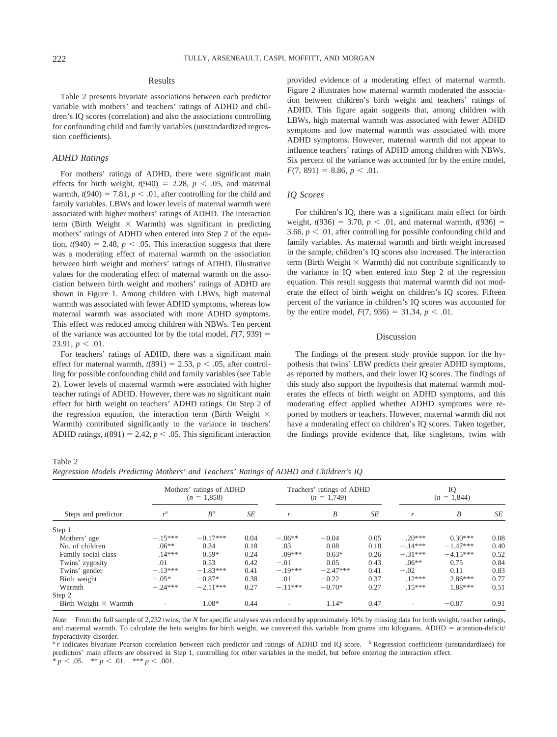## Results

Table 2 presents bivariate associations between each predictor variable with mothers' and teachers' ratings of ADHD and children's IQ scores (correlation) and also the associations controlling for confounding child and family variables (unstandardized regression coefficients).

### *ADHD Ratings*

For mothers' ratings of ADHD, there were significant main effects for birth weight, $t(940) = 2.28$, $p < .05$, and maternal warmth, $t(940) = 7.81$, $p < .01$, after controlling for the child and family variables. LBWs and lower levels of maternal warmth were associated with higher mothers' ratings of ADHD. The interaction term (Birth Weight × Warmth) was significant in predicting mothers' ratings of ADHD when entered into Step 2 of the equation, $t(940) = 2.48$, $p < .05$. This interaction suggests that there was a moderating effect of maternal warmth on the association between birth weight and mothers' ratings of ADHD. Illustrative values for the moderating effect of maternal warmth on the association between birth weight and mothers' ratings of ADHD are shown in Figure 1. Among children with LBWs, high maternal warmth was associated with fewer ADHD symptoms, whereas low maternal warmth was associated with more ADHD symptoms. This effect was reduced among children with NBWs. Ten percent of the variance was accounted for by the total model, $F(7, 939) = 23.91$, $p < .01$.

For teachers' ratings of ADHD, there was a significant main effect for maternal warmth, $t(891) = 2.53$, $p < .05$, after controlling for possible confounding child and family variables (see Table 2). Lower levels of maternal warmth were associated with higher teacher ratings of ADHD. However, there was no significant main effect for birth weight on teachers' ADHD ratings. On Step 2 of the regression equation, the interaction term (Birth Weight × Warmth) contributed significantly to the variance in teachers' ADHD ratings, $t(891) = 2.42$, $p < .05$. This significant interaction provided evidence of a moderating effect of maternal warmth. Figure 2 illustrates how maternal warmth moderated the association between children's birth weight and teachers' ratings of ADHD. This figure again suggests that, among children with LBWs, high maternal warmth was associated with fewer ADHD symptoms and low maternal warmth was associated with more ADHD symptoms. However, maternal warmth did not appear to influence teachers' ratings of ADHD among children with NBWs. Six percent of the variance was accounted for by the entire model, $F(7, 891) = 8.86$, $p < .01$.

### *IQ Scores*

For children's IQ, there was a significant main effect for birth weight, $t(936) = 3.70$, $p < .01$, and maternal warmth, $t(936) = 3.66$, $p < .01$, after controlling for possible confounding child and family variables. As maternal warmth and birth weight increased in the sample, children's IQ scores also increased. The interaction term (Birth Weight × Warmth) did not contribute significantly to the variance in IQ when entered into Step 2 of the regression equation. This result suggests that maternal warmth did not moderate the effect of birth weight on children's IQ scores. Fifteen percent of the variance in children's IQ scores was accounted for by the entire model, $F(7, 936) = 31.34$, $p < .01$.

## Discussion

The findings of the present study provide support for the hypothesis that twins' LBW predicts their greater ADHD symptoms, as reported by mothers, and their lower IQ scores. The findings of this study also support the hypothesis that maternal warmth moderates the effects of birth weight on ADHD symptoms, and this moderating effect applied whether ADHD symptoms were reported by mothers or teachers. However, maternal warmth did not have a moderating effect on children's IQ scores. Taken together, the findings provide evidence that, like singletons, twins with

Table 2
*Regression Models Predicting Mothers' and Teachers' Ratings of ADHD and Children's IQ*

| Steps and predictor | Mothers' ratings of ADHD ($n = 1{,}858$) | | | Teachers' ratings of ADHD ($n = 1{,}749$) | | | IQ ($n = 1{,}844$) | | |
|---|---|---|---|---|---|---|---|---|---|
| | $r$[a] | $B$[b] | *SE* | $r$ | $B$ | *SE* | $r$ | $B$ | *SE* |
| Step 1 | | | | | | | | | |
| Mothers' age | −.15*** | −0.17*** | 0.04 | −.06** | −0.04 | 0.05 | .20*** | 0.30*** | 0.08 |
| No. of children | .06** | 0.34 | 0.18 | .03 | 0.08 | 0.18 | −.14*** | −1.47*** | 0.40 |
| Family social class | .14*** | 0.59* | 0.24 | .09*** | 0.63* | 0.26 | −.31*** | −4.15*** | 0.52 |
| Twins' zygosity | .01 | 0.53 | 0.42 | −.01 | 0.05 | 0.43 | .06** | 0.75 | 0.84 |
| Twins' gender | −.13*** | −1.83*** | 0.41 | −.19*** | −2.47*** | 0.41 | −.02 | 0.11 | 0.83 |
| Birth weight | −.05* | −0.87* | 0.38 | .01 | −0.22 | 0.37 | .12*** | 2.86*** | 0.77 |
| Warmth | −.24*** | −2.11*** | 0.27 | −.11*** | −0.70* | 0.27 | .15*** | 1.88*** | 0.51 |
| Step 2 | | | | | | | | | |
| Birth Weight × Warmth | - | 1.08* | 0.44 | - | 1.14* | 0.47 | - | −0.87 | 0.91 |

*Note.* From the full sample of 2,232 twins, the *N* for specific analyses was reduced by approximately 10% by missing data for birth weight, teacher ratings, and maternal warmth. To calculate the beta weights for birth weight, we converted this variable from grams into kilograms. ADHD = attention-deficit/hyperactivity disorder.
[a] $r$ indicates bivariate Pearson correlation between each predictor and ratings of ADHD and IQ score. [b] Regression coefficients (unstandardized) for predictors' main effects are observed in Step 1, controlling for other variables in the model, but before entering the interaction effect.
* $p < .05$. ** $p < .01$. *** $p < .001$.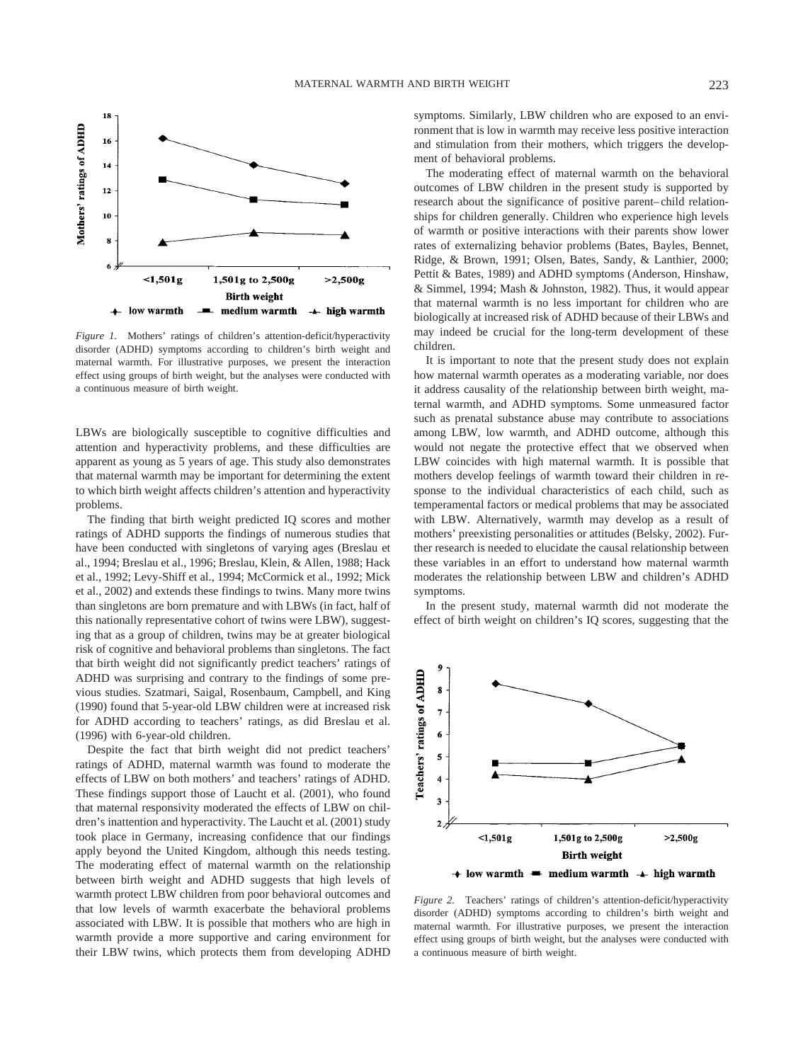18

16

14

12

10

8

6

Mothers' ratings of ADHD

<1,501g

1,501g to 2,500g

>2,500g

Birth weight

low warmth — medium warmth — high warmth

*Figure 1.* Mothers' ratings of children's attention-deficit/hyperactivity disorder (ADHD) symptoms according to children's birth weight and maternal warmth. For illustrative purposes, we present the interaction effect using groups of birth weight, but the analyses were conducted with a continuous measure of birth weight.

LBWs are biologically susceptible to cognitive difficulties and attention and hyperactivity problems, and these difficulties are apparent as young as 5 years of age. This study also demonstrates that maternal warmth may be important for determining the extent to which birth weight affects children's attention and hyperactivity problems.

The finding that birth weight predicted IQ scores and mother ratings of ADHD supports the findings of numerous studies that have been conducted with singletons of varying ages (Breslau et al., 1994; Breslau et al., 1996; Breslau, Klein, & Allen, 1988; Hack et al., 1992; Levy-Shiff et al., 1994; McCormick et al., 1992; Mick et al., 2002) and extends these findings to twins. Many more twins than singletons are born premature and with LBWs (in fact, half of this nationally representative cohort of twins were LBW), suggesting that as a group of children, twins may be at greater biological risk of cognitive and behavioral problems than singletons. The fact that birth weight did not significantly predict teachers' ratings of ADHD was surprising and contrary to the findings of some previous studies. Szatmari, Saigal, Rosenbaum, Campbell, and King (1990) found that 5-year-old LBW children were at increased risk for ADHD according to teachers' ratings, as did Breslau et al. (1996) with 6-year-old children.

Despite the fact that birth weight did not predict teachers' ratings of ADHD, maternal warmth was found to moderate the effects of LBW on both mothers' and teachers' ratings of ADHD. These findings support those of Laucht et al. (2001), who found that maternal responsivity moderated the effects of LBW on children's inattention and hyperactivity. The Laucht et al. (2001) study took place in Germany, increasing confidence that our findings apply beyond the United Kingdom, although this needs testing. The moderating effect of maternal warmth on the relationship between birth weight and ADHD suggests that high levels of warmth protect LBW children from poor behavioral outcomes and that low levels of warmth exacerbate the behavioral problems associated with LBW. It is possible that mothers who are high in warmth provide a more supportive and caring environment for their LBW twins, which protects them from developing ADHD symptoms. Similarly, LBW children who are exposed to an environment that is low in warmth may receive less positive interaction and stimulation from their mothers, which triggers the development of behavioral problems.

The moderating effect of maternal warmth on the behavioral outcomes of LBW children in the present study is supported by research about the significance of positive parent–child relationships for children generally. Children who experience high levels of warmth or positive interactions with their parents show lower rates of externalizing behavior problems (Bates, Bayles, Bennet, Ridge, & Brown, 1991; Olsen, Bates, Sandy, & Lanthier, 2000; Pettit & Bates, 1989) and ADHD symptoms (Anderson, Hinshaw, & Simmel, 1994; Mash & Johnston, 1982). Thus, it would appear that maternal warmth is no less important for children who are biologically at increased risk of ADHD because of their LBWs and may indeed be crucial for the long-term development of these children.

It is important to note that the present study does not explain how maternal warmth operates as a moderating variable, nor does it address causality of the relationship between birth weight, maternal warmth, and ADHD symptoms. Some unmeasured factor such as prenatal substance abuse may contribute to associations among LBW, low warmth, and ADHD outcome, although this would not negate the protective effect that we observed when LBW coincides with high maternal warmth. It is possible that mothers develop feelings of warmth toward their children in response to the individual characteristics of each child, such as temperamental factors or medical problems that may be associated with LBW. Alternatively, warmth may develop as a result of mothers' preexisting personalities or attitudes (Belsky, 2002). Further research is needed to elucidate the causal relationship between these variables in an effort to understand how maternal warmth moderates the relationship between LBW and children's ADHD symptoms.

In the present study, maternal warmth did not moderate the effect of birth weight on children's IQ scores, suggesting that the

9

8

7

6

5

4

3

2

Teachers' ratings of ADHD

<1,501g

1,501g to 2,500g

>2,500g

Birth weight

low warmth — medium warmth — high warmth

*Figure 2.* Teachers' ratings of children's attention-deficit/hyperactivity disorder (ADHD) symptoms according to children's birth weight and maternal warmth. For illustrative purposes, we present the interaction effect using groups of birth weight, but the analyses were conducted with a continuous measure of birth weight.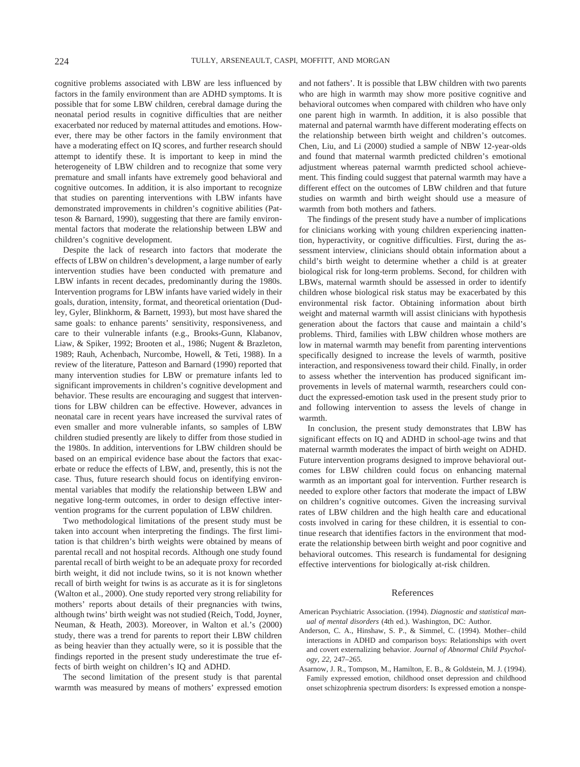cognitive problems associated with LBW are less influenced by factors in the family environment than are ADHD symptoms. It is possible that for some LBW children, cerebral damage during the neonatal period results in cognitive difficulties that are neither exacerbated nor reduced by maternal attitudes and emotions. However, there may be other factors in the family environment that have a moderating effect on IQ scores, and further research should attempt to identify these. It is important to keep in mind the heterogeneity of LBW children and to recognize that some very premature and small infants have extremely good behavioral and cognitive outcomes. In addition, it is also important to recognize that studies on parenting interventions with LBW infants have demonstrated improvements in children's cognitive abilities (Patteson & Barnard, 1990), suggesting that there are family environmental factors that moderate the relationship between LBW and children's cognitive development.

Despite the lack of research into factors that moderate the effects of LBW on children's development, a large number of early intervention studies have been conducted with premature and LBW infants in recent decades, predominantly during the 1980s. Intervention programs for LBW infants have varied widely in their goals, duration, intensity, format, and theoretical orientation (Dudley, Gyler, Blinkhorm, & Barnett, 1993), but most have shared the same goals: to enhance parents' sensitivity, responsiveness, and care to their vulnerable infants (e.g., Brooks-Gunn, Klabanov, Liaw, & Spiker, 1992; Brooten et al., 1986; Nugent & Brazleton, 1989; Rauh, Achenbach, Nurcombe, Howell, & Teti, 1988). In a review of the literature, Patteson and Barnard (1990) reported that many intervention studies for LBW or premature infants led to significant improvements in children's cognitive development and behavior. These results are encouraging and suggest that interventions for LBW children can be effective. However, advances in neonatal care in recent years have increased the survival rates of even smaller and more vulnerable infants, so samples of LBW children studied presently are likely to differ from those studied in the 1980s. In addition, interventions for LBW children should be based on an empirical evidence base about the factors that exacerbate or reduce the effects of LBW, and, presently, this is not the case. Thus, future research should focus on identifying environmental variables that modify the relationship between LBW and negative long-term outcomes, in order to design effective intervention programs for the current population of LBW children.

Two methodological limitations of the present study must be taken into account when interpreting the findings. The first limitation is that children's birth weights were obtained by means of parental recall and not hospital records. Although one study found parental recall of birth weight to be an adequate proxy for recorded birth weight, it did not include twins, so it is not known whether recall of birth weight for twins is as accurate as it is for singletons (Walton et al., 2000). One study reported very strong reliability for mothers' reports about details of their pregnancies with twins, although twins' birth weight was not studied (Reich, Todd, Joyner, Neuman, & Heath, 2003). Moreover, in Walton et al.'s (2000) study, there was a trend for parents to report their LBW children as being heavier than they actually were, so it is possible that the findings reported in the present study underestimate the true effects of birth weight on children's IQ and ADHD.

The second limitation of the present study is that parental warmth was measured by means of mothers' expressed emotion and not fathers'. It is possible that LBW children with two parents who are high in warmth may show more positive cognitive and behavioral outcomes when compared with children who have only one parent high in warmth. In addition, it is also possible that maternal and paternal warmth have different moderating effects on the relationship between birth weight and children's outcomes. Chen, Liu, and Li (2000) studied a sample of NBW 12-year-olds and found that maternal warmth predicted children's emotional adjustment whereas paternal warmth predicted school achievement. This finding could suggest that paternal warmth may have a different effect on the outcomes of LBW children and that future studies on warmth and birth weight should use a measure of warmth from both mothers and fathers.

The findings of the present study have a number of implications for clinicians working with young children experiencing inattention, hyperactivity, or cognitive difficulties. First, during the assessment interview, clinicians should obtain information about a child's birth weight to determine whether a child is at greater biological risk for long-term problems. Second, for children with LBWs, maternal warmth should be assessed in order to identify children whose biological risk status may be exacerbated by this environmental risk factor. Obtaining information about birth weight and maternal warmth will assist clinicians with hypothesis generation about the factors that cause and maintain a child's problems. Third, families with LBW children whose mothers are low in maternal warmth may benefit from parenting interventions specifically designed to increase the levels of warmth, positive interaction, and responsiveness toward their child. Finally, in order to assess whether the intervention has produced significant improvements in levels of maternal warmth, researchers could conduct the expressed-emotion task used in the present study prior to and following intervention to assess the levels of change in warmth.

In conclusion, the present study demonstrates that LBW has significant effects on IQ and ADHD in school-age twins and that maternal warmth moderates the impact of birth weight on ADHD. Future intervention programs designed to improve behavioral outcomes for LBW children could focus on enhancing maternal warmth as an important goal for intervention. Further research is needed to explore other factors that moderate the impact of LBW on children's cognitive outcomes. Given the increasing survival rates of LBW children and the high health care and educational costs involved in caring for these children, it is essential to continue research that identifies factors in the environment that moderate the relationship between birth weight and poor cognitive and behavioral outcomes. This research is fundamental for designing effective interventions for biologically at-risk children.

## References

American Psychiatric Association. (1994). *Diagnostic and statistical manual of mental disorders* (4th ed.). Washington, DC: Author.

Anderson, C. A., Hinshaw, S. P., & Simmel, C. (1994). Mother–child interactions in ADHD and comparison boys: Relationships with overt and covert externalizing behavior. *Journal of Abnormal Child Psychology, 22,* 247–265.

Asarnow, J. R., Tompson, M., Hamilton, E. B., & Goldstein, M. J. (1994). Family expressed emotion, childhood onset depression and childhood onset schizophrenia spectrum disorders: Is expressed emotion a nonspe-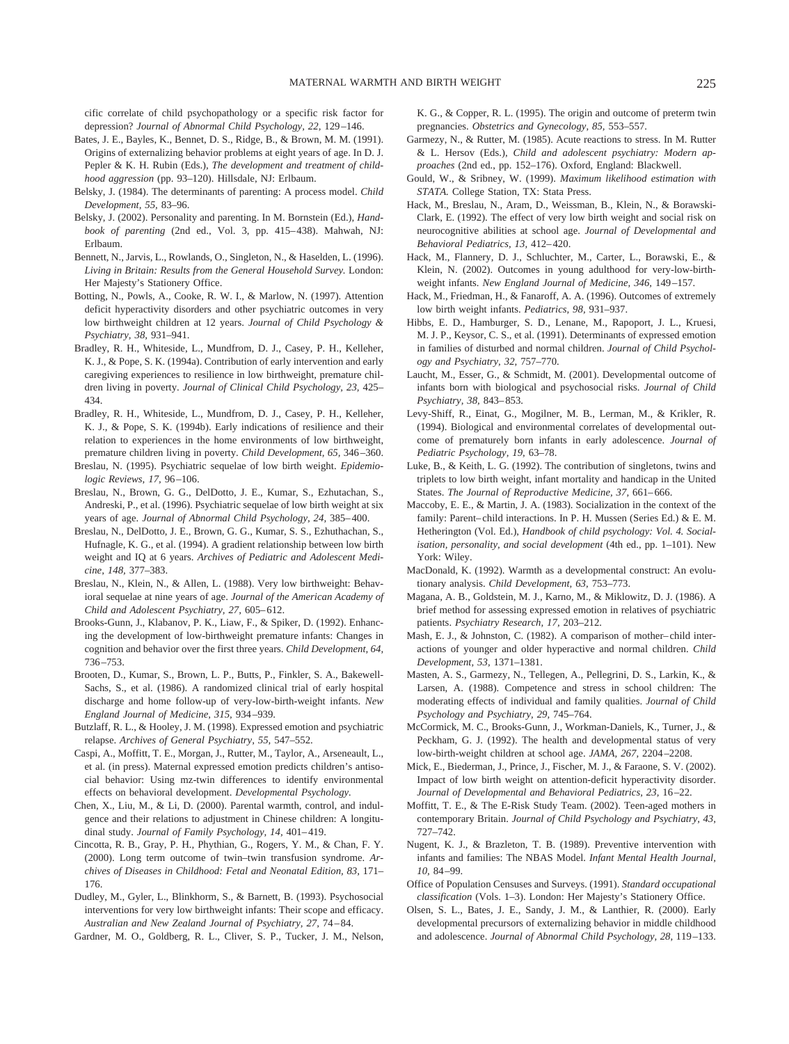cific correlate of child psychopathology or a specific risk factor for depression? *Journal of Abnormal Child Psychology, 22,* 129–146.

Bates, J. E., Bayles, K., Bennet, D. S., Ridge, B., & Brown, M. M. (1991). Origins of externalizing behavior problems at eight years of age. In D. J. Pepler & K. H. Rubin (Eds.), *The development and treatment of childhood aggression* (pp. 93–120). Hillsdale, NJ: Erlbaum.

Belsky, J. (1984). The determinants of parenting: A process model. *Child Development, 55,* 83–96.

Belsky, J. (2002). Personality and parenting. In M. Bornstein (Ed.), *Handbook of parenting* (2nd ed., Vol. 3, pp. 415–438). Mahwah, NJ: Erlbaum.

Bennett, N., Jarvis, L., Rowlands, O., Singleton, N., & Haselden, L. (1996). *Living in Britain: Results from the General Household Survey.* London: Her Majesty's Stationery Office.

Botting, N., Powls, A., Cooke, R. W. I., & Marlow, N. (1997). Attention deficit hyperactivity disorders and other psychiatric outcomes in very low birthweight children at 12 years. *Journal of Child Psychology & Psychiatry, 38,* 931–941.

Bradley, R. H., Whiteside, L., Mundfrom, D. J., Casey, P. H., Kelleher, K. J., & Pope, S. K. (1994a). Contribution of early intervention and early caregiving experiences to resilience in low birthweight, premature children living in poverty. *Journal of Clinical Child Psychology, 23,* 425–434.

Bradley, R. H., Whiteside, L., Mundfrom, D. J., Casey, P. H., Kelleher, K. J., & Pope, S. K. (1994b). Early indications of resilience and their relation to experiences in the home environments of low birthweight, premature children living in poverty. *Child Development, 65,* 346–360.

Breslau, N. (1995). Psychiatric sequelae of low birth weight. *Epidemiologic Reviews, 17,* 96–106.

Breslau, N., Brown, G. G., DelDotto, J. E., Kumar, S., Ezhutachan, S., Andreski, P., et al. (1996). Psychiatric sequelae of low birth weight at six years of age. *Journal of Abnormal Child Psychology, 24,* 385–400.

Breslau, N., DelDotto, J. E., Brown, G. G., Kumar, S. S., Ezhuthachan, S., Hufnagle, K. G., et al. (1994). A gradient relationship between low birth weight and IQ at 6 years. *Archives of Pediatric and Adolescent Medicine, 148,* 377–383.

Breslau, N., Klein, N., & Allen, L. (1988). Very low birthweight: Behavioral sequelae at nine years of age. *Journal of the American Academy of Child and Adolescent Psychiatry, 27,* 605–612.

Brooks-Gunn, J., Klabanov, P. K., Liaw, F., & Spiker, D. (1992). Enhancing the development of low-birthweight premature infants: Changes in cognition and behavior over the first three years. *Child Development, 64,* 736–753.

Brooten, D., Kumar, S., Brown, L. P., Butts, P., Finkler, S. A., Bakewell-Sachs, S., et al. (1986). A randomized clinical trial of early hospital discharge and home follow-up of very-low-birth-weight infants. *New England Journal of Medicine, 315,* 934–939.

Butzlaff, R. L., & Hooley, J. M. (1998). Expressed emotion and psychiatric relapse. *Archives of General Psychiatry, 55,* 547–552.

Caspi, A., Moffitt, T. E., Morgan, J., Rutter, M., Taylor, A., Arseneault, L., et al. (in press). Maternal expressed emotion predicts children's antisocial behavior: Using mz-twin differences to identify environmental effects on behavioral development. *Developmental Psychology.*

Chen, X., Liu, M., & Li, D. (2000). Parental warmth, control, and indulgence and their relations to adjustment in Chinese children: A longitudinal study. *Journal of Family Psychology, 14,* 401–419.

Cincotta, R. B., Gray, P. H., Phythian, G., Rogers, Y. M., & Chan, F. Y. (2000). Long term outcome of twin–twin transfusion syndrome. *Archives of Diseases in Childhood: Fetal and Neonatal Edition, 83,* 171–176.

Dudley, M., Gyler, L., Blinkhorm, S., & Barnett, B. (1993). Psychosocial interventions for very low birthweight infants: Their scope and efficacy. *Australian and New Zealand Journal of Psychiatry, 27,* 74–84.

Gardner, M. O., Goldberg, R. L., Cliver, S. P., Tucker, J. M., Nelson, K. G., & Copper, R. L. (1995). The origin and outcome of preterm twin pregnancies. *Obstetrics and Gynecology, 85,* 553–557.

Garmezy, N., & Rutter, M. (1985). Acute reactions to stress. In M. Rutter & L. Hersov (Eds.), *Child and adolescent psychiatry: Modern approaches* (2nd ed., pp. 152–176). Oxford, England: Blackwell.

Gould, W., & Sribney, W. (1999). *Maximum likelihood estimation with STATA.* College Station, TX: Stata Press.

Hack, M., Breslau, N., Aram, D., Weissman, B., Klein, N., & Borawski-Clark, E. (1992). The effect of very low birth weight and social risk on neurocognitive abilities at school age. *Journal of Developmental and Behavioral Pediatrics, 13,* 412–420.

Hack, M., Flannery, D. J., Schluchter, M., Carter, L., Borawski, E., & Klein, N. (2002). Outcomes in young adulthood for very-low-birth-weight infants. *New England Journal of Medicine, 346,* 149–157.

Hack, M., Friedman, H., & Fanaroff, A. A. (1996). Outcomes of extremely low birth weight infants. *Pediatrics, 98,* 931–937.

Hibbs, E. D., Hamburger, S. D., Lenane, M., Rapoport, J. L., Kruesi, M. J. P., Keysor, C. S., et al. (1991). Determinants of expressed emotion in families of disturbed and normal children. *Journal of Child Psychology and Psychiatry, 32,* 757–770.

Laucht, M., Esser, G., & Schmidt, M. (2001). Developmental outcome of infants born with biological and psychosocial risks. *Journal of Child Psychiatry, 38,* 843–853.

Levy-Shiff, R., Einat, G., Mogilner, M. B., Lerman, M., & Krikler, R. (1994). Biological and environmental correlates of developmental outcome of prematurely born infants in early adolescence. *Journal of Pediatric Psychology, 19,* 63–78.

Luke, B., & Keith, L. G. (1992). The contribution of singletons, twins and triplets to low birth weight, infant mortality and handicap in the United States. *The Journal of Reproductive Medicine, 37,* 661–666.

Maccoby, E. E., & Martin, J. A. (1983). Socialization in the context of the family: Parent–child interactions. In P. H. Mussen (Series Ed.) & E. M. Hetherington (Vol. Ed.), *Handbook of child psychology: Vol. 4. Socialisation, personality, and social development* (4th ed., pp. 1–101). New York: Wiley.

MacDonald, K. (1992). Warmth as a developmental construct: An evolutionary analysis. *Child Development, 63,* 753–773.

Magana, A. B., Goldstein, M. J., Karno, M., & Miklowitz, D. J. (1986). A brief method for assessing expressed emotion in relatives of psychiatric patients. *Psychiatry Research, 17,* 203–212.

Mash, E. J., & Johnston, C. (1982). A comparison of mother–child interactions of younger and older hyperactive and normal children. *Child Development, 53,* 1371–1381.

Masten, A. S., Garmezy, N., Tellegen, A., Pellegrini, D. S., Larkin, K., & Larsen, A. (1988). Competence and stress in school children: The moderating effects of individual and family qualities. *Journal of Child Psychology and Psychiatry, 29,* 745–764.

McCormick, M. C., Brooks-Gunn, J., Workman-Daniels, K., Turner, J., & Peckham, G. J. (1992). The health and developmental status of very low-birth-weight children at school age. *JAMA, 267,* 2204–2208.

Mick, E., Biederman, J., Prince, J., Fischer, M. J., & Faraone, S. V. (2002). Impact of low birth weight on attention-deficit hyperactivity disorder. *Journal of Developmental and Behavioral Pediatrics, 23,* 16–22.

Moffitt, T. E., & The E-Risk Study Team. (2002). Teen-aged mothers in contemporary Britain. *Journal of Child Psychology and Psychiatry, 43,* 727–742.

Nugent, K. J., & Brazleton, T. B. (1989). Preventive intervention with infants and families: The NBAS Model. *Infant Mental Health Journal, 10,* 84–99.

Office of Population Censuses and Surveys. (1991). *Standard occupational classification* (Vols. 1–3). London: Her Majesty's Stationery Office.

Olsen, S. L., Bates, J. E., Sandy, J. M., & Lanthier, R. (2000). Early developmental precursors of externalizing behavior in middle childhood and adolescence. *Journal of Abnormal Child Psychology, 28,* 119–133.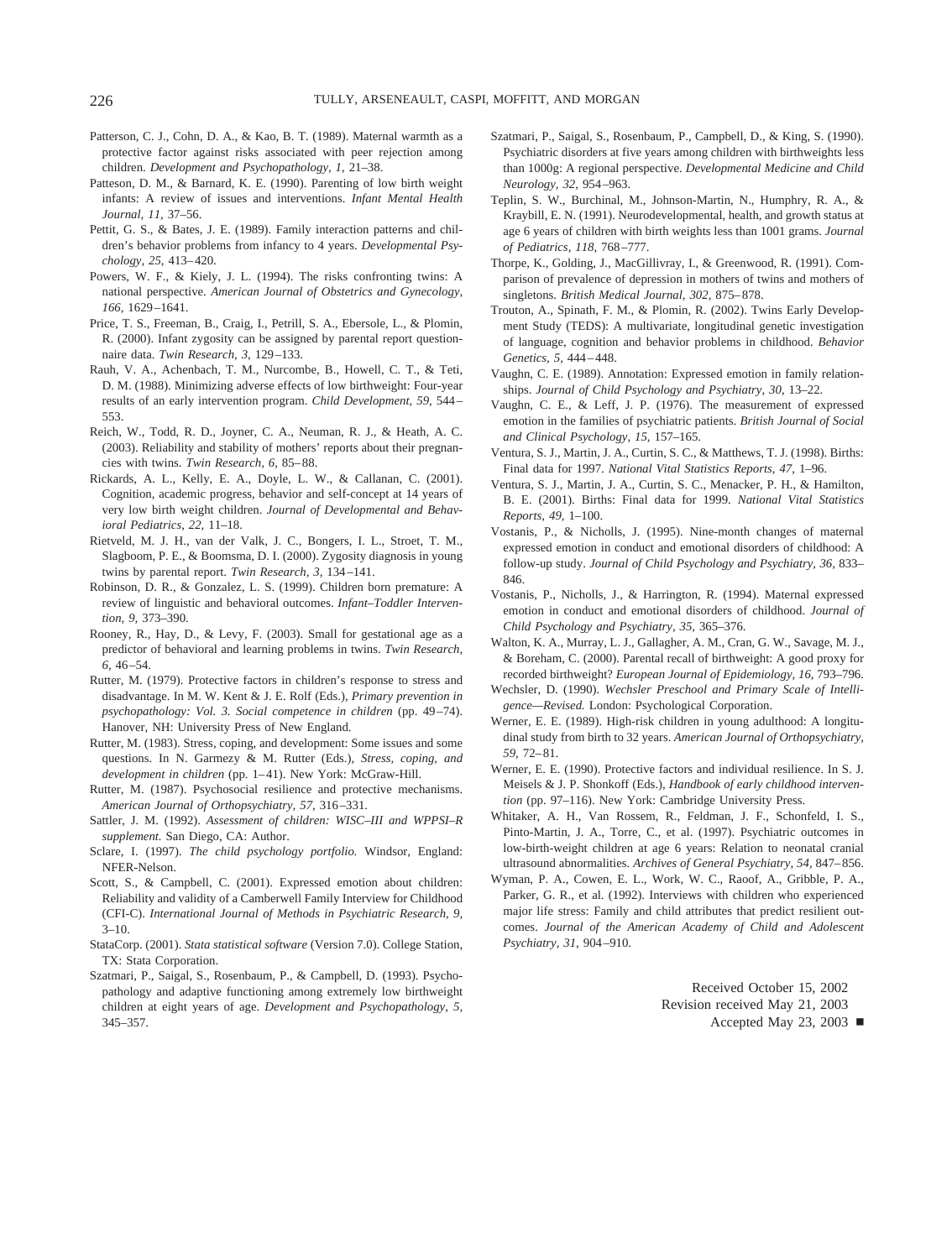Patterson, C. J., Cohn, D. A., & Kao, B. T. (1989). Maternal warmth as a protective factor against risks associated with peer rejection among children. *Development and Psychopathology, 1,* 21–38.

Patteson, D. M., & Barnard, K. E. (1990). Parenting of low birth weight infants: A review of issues and interventions. *Infant Mental Health Journal, 11,* 37–56.

Pettit, G. S., & Bates, J. E. (1989). Family interaction patterns and children's behavior problems from infancy to 4 years. *Developmental Psychology, 25,* 413–420.

Powers, W. F., & Kiely, J. L. (1994). The risks confronting twins: A national perspective. *American Journal of Obstetrics and Gynecology, 166,* 1629–1641.

Price, T. S., Freeman, B., Craig, I., Petrill, S. A., Ebersole, L., & Plomin, R. (2000). Infant zygosity can be assigned by parental report questionnaire data. *Twin Research, 3,* 129–133.

Rauh, V. A., Achenbach, T. M., Nurcombe, B., Howell, C. T., & Teti, D. M. (1988). Minimizing adverse effects of low birthweight: Four-year results of an early intervention program. *Child Development, 59,* 544–553.

Reich, W., Todd, R. D., Joyner, C. A., Neuman, R. J., & Heath, A. C. (2003). Reliability and stability of mothers' reports about their pregnancies with twins. *Twin Research, 6,* 85–88.

Rickards, A. L., Kelly, E. A., Doyle, L. W., & Callanan, C. (2001). Cognition, academic progress, behavior and self-concept at 14 years of very low birth weight children. *Journal of Developmental and Behavioral Pediatrics, 22,* 11–18.

Rietveld, M. J. H., van der Valk, J. C., Bongers, I. L., Stroet, T. M., Slagboom, P. E., & Boomsma, D. I. (2000). Zygosity diagnosis in young twins by parental report. *Twin Research, 3,* 134–141.

Robinson, D. R., & Gonzalez, L. S. (1999). Children born premature: A review of linguistic and behavioral outcomes. *Infant–Toddler Intervention, 9,* 373–390.

Rooney, R., Hay, D., & Levy, F. (2003). Small for gestational age as a predictor of behavioral and learning problems in twins. *Twin Research, 6,* 46–54.

Rutter, M. (1979). Protective factors in children's response to stress and disadvantage. In M. W. Kent & J. E. Rolf (Eds.), *Primary prevention in psychopathology: Vol. 3. Social competence in children* (pp. 49–74). Hanover, NH: University Press of New England.

Rutter, M. (1983). Stress, coping, and development: Some issues and some questions. In N. Garmezy & M. Rutter (Eds.), *Stress, coping, and development in children* (pp. 1–41). New York: McGraw-Hill.

Rutter, M. (1987). Psychosocial resilience and protective mechanisms. *American Journal of Orthopsychiatry, 57,* 316–331.

Sattler, J. M. (1992). *Assessment of children: WISC–III and WPPSI–R supplement.* San Diego, CA: Author.

Sclare, I. (1997). *The child psychology portfolio.* Windsor, England: NFER-Nelson.

Scott, S., & Campbell, C. (2001). Expressed emotion about children: Reliability and validity of a Camberwell Family Interview for Childhood (CFI-C). *International Journal of Methods in Psychiatric Research, 9,* 3–10.

StataCorp. (2001). *Stata statistical software* (Version 7.0). College Station, TX: Stata Corporation.

Szatmari, P., Saigal, S., Rosenbaum, P., & Campbell, D. (1993). Psychopathology and adaptive functioning among extremely low birthweight children at eight years of age. *Development and Psychopathology, 5,* 345–357.

Szatmari, P., Saigal, S., Rosenbaum, P., Campbell, D., & King, S. (1990). Psychiatric disorders at five years among children with birthweights less than 1000g: A regional perspective. *Developmental Medicine and Child Neurology, 32,* 954–963.

Teplin, S. W., Burchinal, M., Johnson-Martin, N., Humphry, R. A., & Kraybill, E. N. (1991). Neurodevelopmental, health, and growth status at age 6 years of children with birth weights less than 1001 grams. *Journal of Pediatrics, 118,* 768–777.

Thorpe, K., Golding, J., MacGillivray, I., & Greenwood, R. (1991). Comparison of prevalence of depression in mothers of twins and mothers of singletons. *British Medical Journal, 302,* 875–878.

Trouton, A., Spinath, F. M., & Plomin, R. (2002). Twins Early Development Study (TEDS): A multivariate, longitudinal genetic investigation of language, cognition and behavior problems in childhood. *Behavior Genetics, 5,* 444–448.

Vaughn, C. E. (1989). Annotation: Expressed emotion in family relationships. *Journal of Child Psychology and Psychiatry, 30,* 13–22.

Vaughn, C. E., & Leff, J. P. (1976). The measurement of expressed emotion in the families of psychiatric patients. *British Journal of Social and Clinical Psychology, 15,* 157–165.

Ventura, S. J., Martin, J. A., Curtin, S. C., & Matthews, T. J. (1998). Births: Final data for 1997. *National Vital Statistics Reports, 47,* 1–96.

Ventura, S. J., Martin, J. A., Curtin, S. C., Menacker, P. H., & Hamilton, B. E. (2001). Births: Final data for 1999. *National Vital Statistics Reports, 49,* 1–100.

Vostanis, P., & Nicholls, J. (1995). Nine-month changes of maternal expressed emotion in conduct and emotional disorders of childhood: A follow-up study. *Journal of Child Psychology and Psychiatry, 36,* 833–846.

Vostanis, P., Nicholls, J., & Harrington, R. (1994). Maternal expressed emotion in conduct and emotional disorders of childhood. *Journal of Child Psychology and Psychiatry, 35,* 365–376.

Walton, K. A., Murray, L. J., Gallagher, A. M., Cran, G. W., Savage, M. J., & Boreham, C. (2000). Parental recall of birthweight: A good proxy for recorded birthweight? *European Journal of Epidemiology, 16,* 793–796.

Wechsler, D. (1990). *Wechsler Preschool and Primary Scale of Intelligence—Revised.* London: Psychological Corporation.

Werner, E. E. (1989). High-risk children in young adulthood: A longitudinal study from birth to 32 years. *American Journal of Orthopsychiatry, 59,* 72–81.

Werner, E. E. (1990). Protective factors and individual resilience. In S. J. Meisels & J. P. Shonkoff (Eds.), *Handbook of early childhood intervention* (pp. 97–116). New York: Cambridge University Press.

Whitaker, A. H., Van Rossem, R., Feldman, J. F., Schonfeld, I. S., Pinto-Martin, J. A., Torre, C., et al. (1997). Psychiatric outcomes in low-birth-weight children at age 6 years: Relation to neonatal cranial ultrasound abnormalities. *Archives of General Psychiatry, 54,* 847–856.

Wyman, P. A., Cowen, E. L., Work, W. C., Raoof, A., Gribble, P. A., Parker, G. R., et al. (1992). Interviews with children who experienced major life stress: Family and child attributes that predict resilient outcomes. *Journal of the American Academy of Child and Adolescent Psychiatry, 31,* 904–910.

Received October 15, 2002
Revision received May 21, 2003
Accepted May 23, 2003 ■